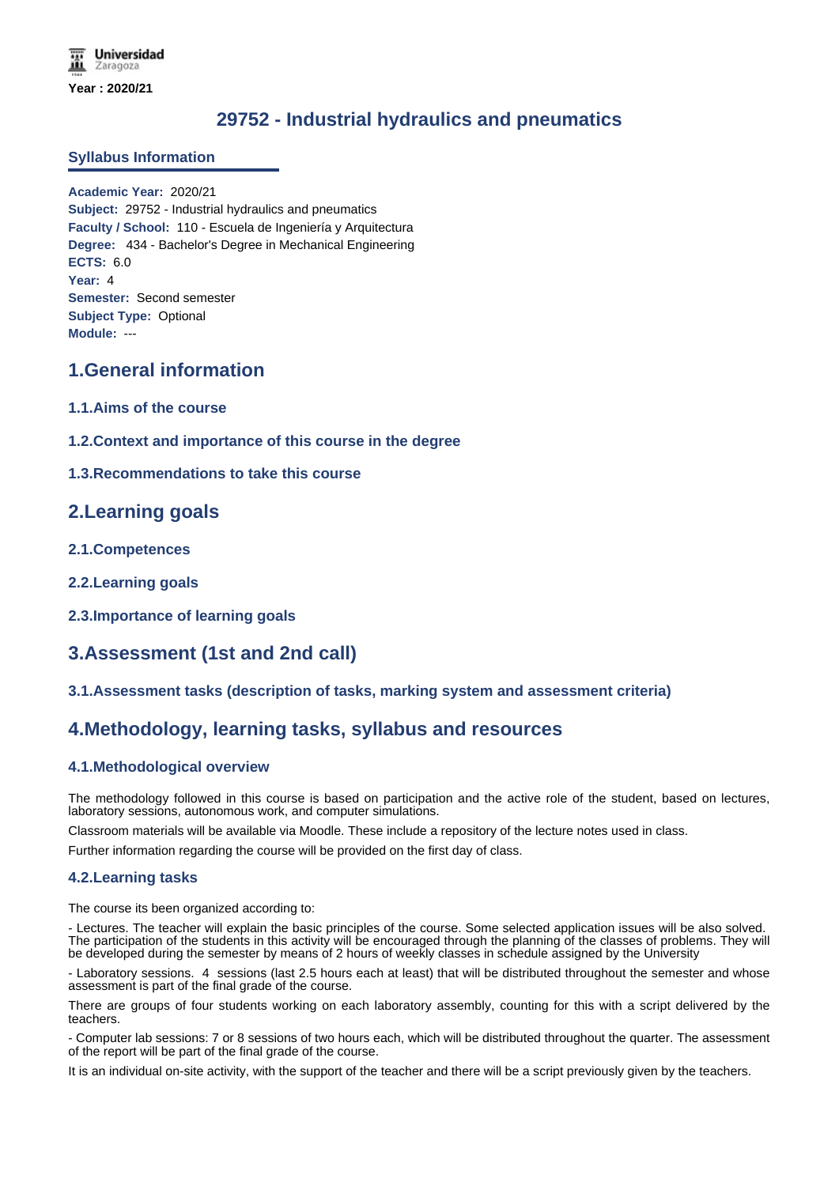Universidad Zaragoza

**Year : 2020/21**

# 29752 - Industrial hydraulics and pneumatics

## Syllabus Information

**Academic Year:** 2020/21
**Subject:** 29752 - Industrial hydraulics and pneumatics
**Faculty / School:** 110 - Escuela de Ingeniería y Arquitectura
**Degree:** 434 - Bachelor's Degree in Mechanical Engineering
**ECTS:** 6.0
**Year:** 4
**Semester:** Second semester
**Subject Type:** Optional
**Module:** ---

## 1.General information

### 1.1.Aims of the course

### 1.2.Context and importance of this course in the degree

### 1.3.Recommendations to take this course

## 2.Learning goals

### 2.1.Competences

### 2.2.Learning goals

### 2.3.Importance of learning goals

## 3.Assessment (1st and 2nd call)

### 3.1.Assessment tasks (description of tasks, marking system and assessment criteria)

## 4.Methodology, learning tasks, syllabus and resources

### 4.1.Methodological overview

The methodology followed in this course is based on participation and the active role of the student, based on lectures, laboratory sessions, autonomous work, and computer simulations.

Classroom materials will be available via Moodle. These include a repository of the lecture notes used in class.

Further information regarding the course will be provided on the first day of class.

### 4.2.Learning tasks

The course its been organized according to:

- Lectures. The teacher will explain the basic principles of the course. Some selected application issues will be also solved. The participation of the students in this activity will be encouraged through the planning of the classes of problems. They will be developed during the semester by means of 2 hours of weekly classes in schedule assigned by the University

- Laboratory sessions. 4 sessions (last 2.5 hours each at least) that will be distributed throughout the semester and whose assessment is part of the final grade of the course.

There are groups of four students working on each laboratory assembly, counting for this with a script delivered by the teachers.

- Computer lab sessions: 7 or 8 sessions of two hours each, which will be distributed throughout the quarter. The assessment of the report will be part of the final grade of the course.

It is an individual on-site activity, with the support of the teacher and there will be a script previously given by the teachers.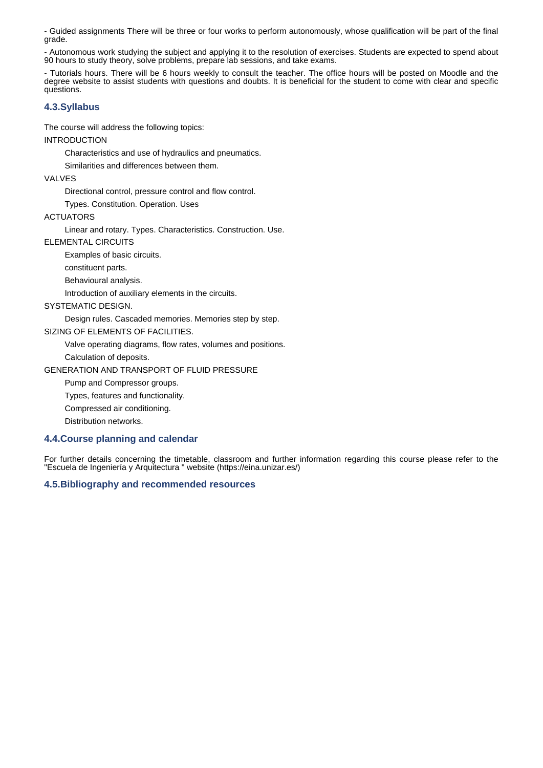- Guided assignments There will be three or four works to perform autonomously, whose qualification will be part of the final grade.

- Autonomous work studying the subject and applying it to the resolution of exercises. Students are expected to spend about 90 hours to study theory, solve problems, prepare lab sessions, and take exams.

- Tutorials hours. There will be 6 hours weekly to consult the teacher. The office hours will be posted on Moodle and the degree website to assist students with questions and doubts. It is beneficial for the student to come with clear and specific questions.

### 4.3.Syllabus

The course will address the following topics:

INTRODUCTION

Characteristics and use of hydraulics and pneumatics.

Similarities and differences between them.

VALVES

Directional control, pressure control and flow control.

Types. Constitution. Operation. Uses

ACTUATORS

Linear and rotary. Types. Characteristics. Construction. Use.

ELEMENTAL CIRCUITS

Examples of basic circuits.

constituent parts.

Behavioural analysis.

Introduction of auxiliary elements in the circuits.

SYSTEMATIC DESIGN.

Design rules. Cascaded memories. Memories step by step.

SIZING OF ELEMENTS OF FACILITIES.

Valve operating diagrams, flow rates, volumes and positions.

Calculation of deposits.

GENERATION AND TRANSPORT OF FLUID PRESSURE

Pump and Compressor groups.

Types, features and functionality.

Compressed air conditioning.

Distribution networks.

### 4.4.Course planning and calendar

For further details concerning the timetable, classroom and further information regarding this course please refer to the "Escuela de Ingeniería y Arquitectura " website (https://eina.unizar.es/)

### 4.5.Bibliography and recommended resources